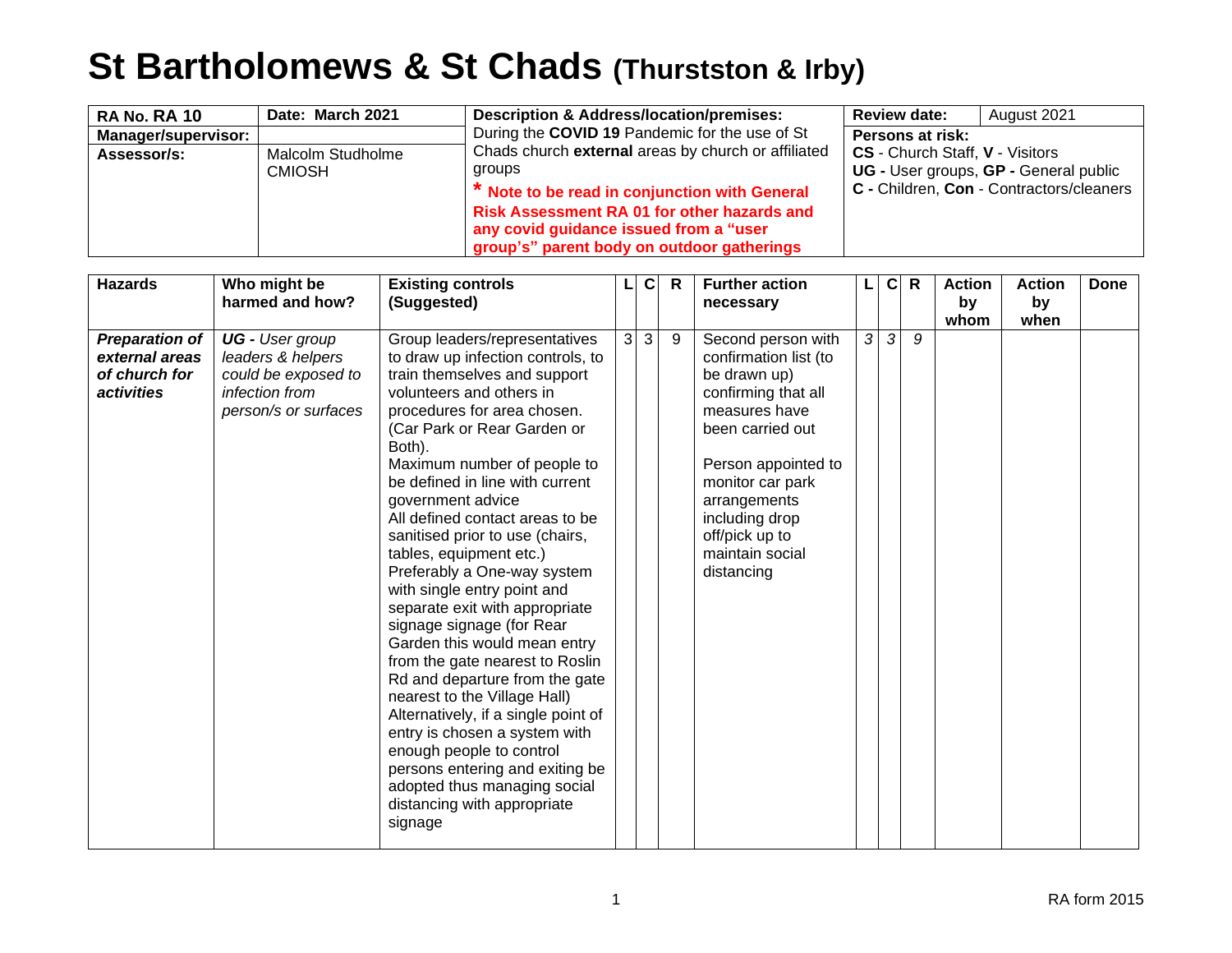# St Bartholomews & St Chads (Thurstston & Irby)

| RA No. RA 10 | Date: March 2021 | Description & Address/location/premises: | Review date: | August 2021 |
|---|---|---|---|---|
| **Manager/supervisor:** | | During the **COVID 19** Pandemic for the use of St Chads church **external** areas by church or affiliated groups<br>**\* Note to be read in conjunction with General Risk Assessment RA 01 for other hazards and any covid guidance issued from a "user group's" parent body on outdoor gatherings** | **Persons at risk:**<br>**CS** - Church Staff, **V** - Visitors<br>**UG -** User groups, **GP -** General public<br>**C -** Children, **Con** - Contractors/cleaners | |
| **Assessor/s:** | Malcolm Studholme CMIOSH | | | |

| Hazards | Who might be harmed and how? | Existing controls (Suggested) | L | C | R | Further action necessary | L | C | R | Action by whom | Action by when | Done |
|---|---|---|---|---|---|---|---|---|---|---|---|---|
| ***Preparation of external areas of church for activities*** | ***UG -*** *User group leaders & helpers could be exposed to infection from person/s or surfaces* | Group leaders/representatives to draw up infection controls, to train themselves and support volunteers and others in procedures for area chosen. (Car Park or Rear Garden or Both).<br>Maximum number of people to be defined in line with current government advice<br>All defined contact areas to be sanitised prior to use (chairs, tables, equipment etc.)<br>Preferably a One-way system with single entry point and separate exit with appropriate signage signage (for Rear Garden this would mean entry from the gate nearest to Roslin Rd and departure from the gate nearest to the Village Hall)<br>Alternatively, if a single point of entry is chosen a system with enough people to control persons entering and exiting be adopted thus managing social distancing with appropriate signage | 3 | 3 | 9 | Second person with confirmation list (to be drawn up) confirming that all measures have been carried out<br><br>Person appointed to monitor car park arrangements including drop off/pick up to maintain social distancing | *3* | *3* | *9* | | | |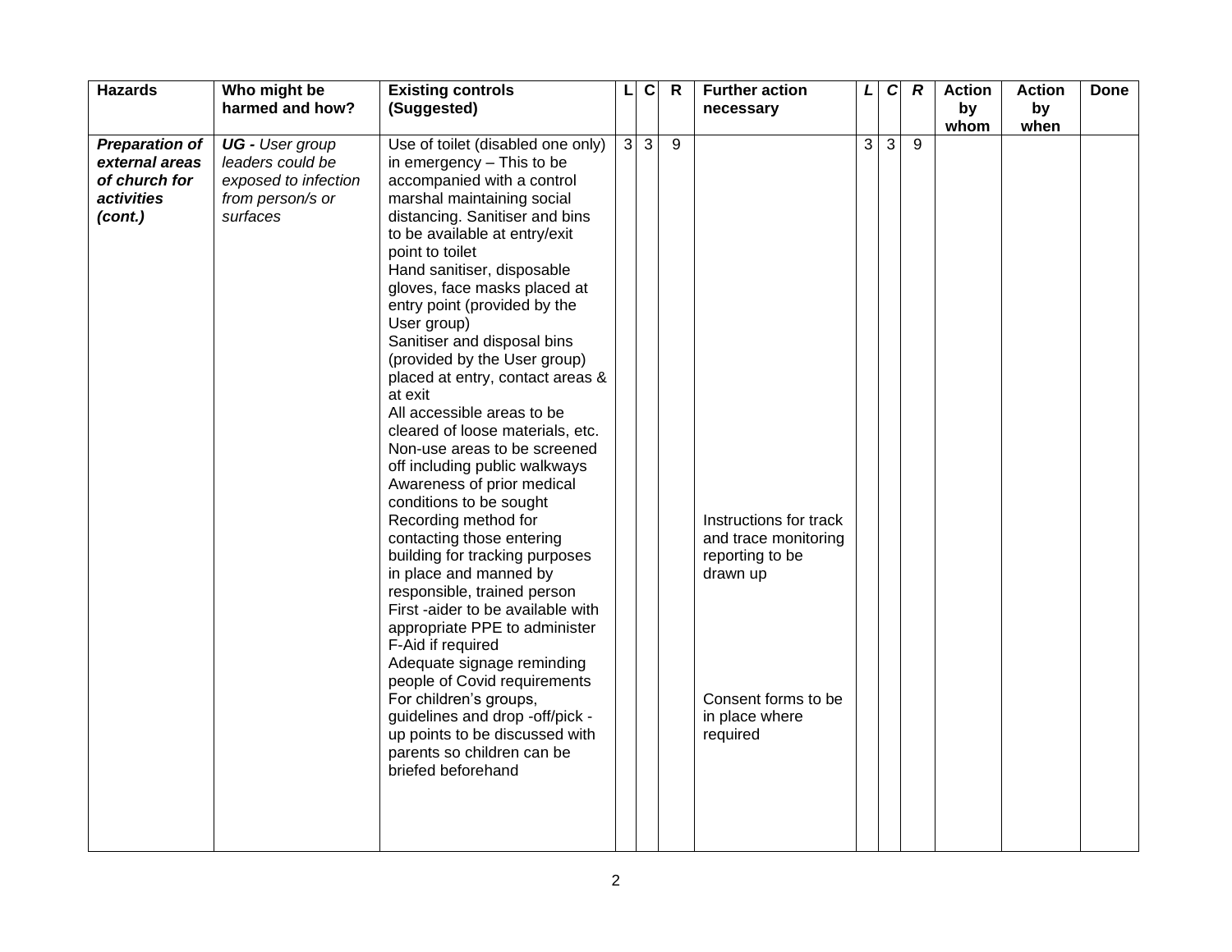| Hazards | Who might be harmed and how? | Existing controls (Suggested) | L | C | R | Further action necessary | *L* | *C* | *R* | Action by whom | Action by when | Done |
|---|---|---|---|---|---|---|---|---|---|---|---|---|
| ***Preparation of external areas of church for activities (cont.)*** | ***UG -*** *User group leaders could be exposed to infection from person/s or surfaces* | Use of toilet (disabled one only) in emergency – This to be accompanied with a control marshal maintaining social distancing. Sanitiser and bins to be available at entry/exit point to toilet<br>Hand sanitiser, disposable gloves, face masks placed at entry point (provided by the User group)<br>Sanitiser and disposal bins (provided by the User group) placed at entry, contact areas & at exit<br>All accessible areas to be cleared of loose materials, etc.<br>Non-use areas to be screened off including public walkways<br>Awareness of prior medical conditions to be sought<br>Recording method for contacting those entering building for tracking purposes in place and manned by responsible, trained person<br>First -aider to be available with appropriate PPE to administer F-Aid if required<br>Adequate signage reminding people of Covid requirements<br>For children's groups, guidelines and drop -off/pick -up points to be discussed with parents so children can be briefed beforehand | 3 | 3 | 9 | Instructions for track and trace monitoring reporting to be drawn up<br><br>Consent forms to be in place where required | 3 | 3 | 9 | | | |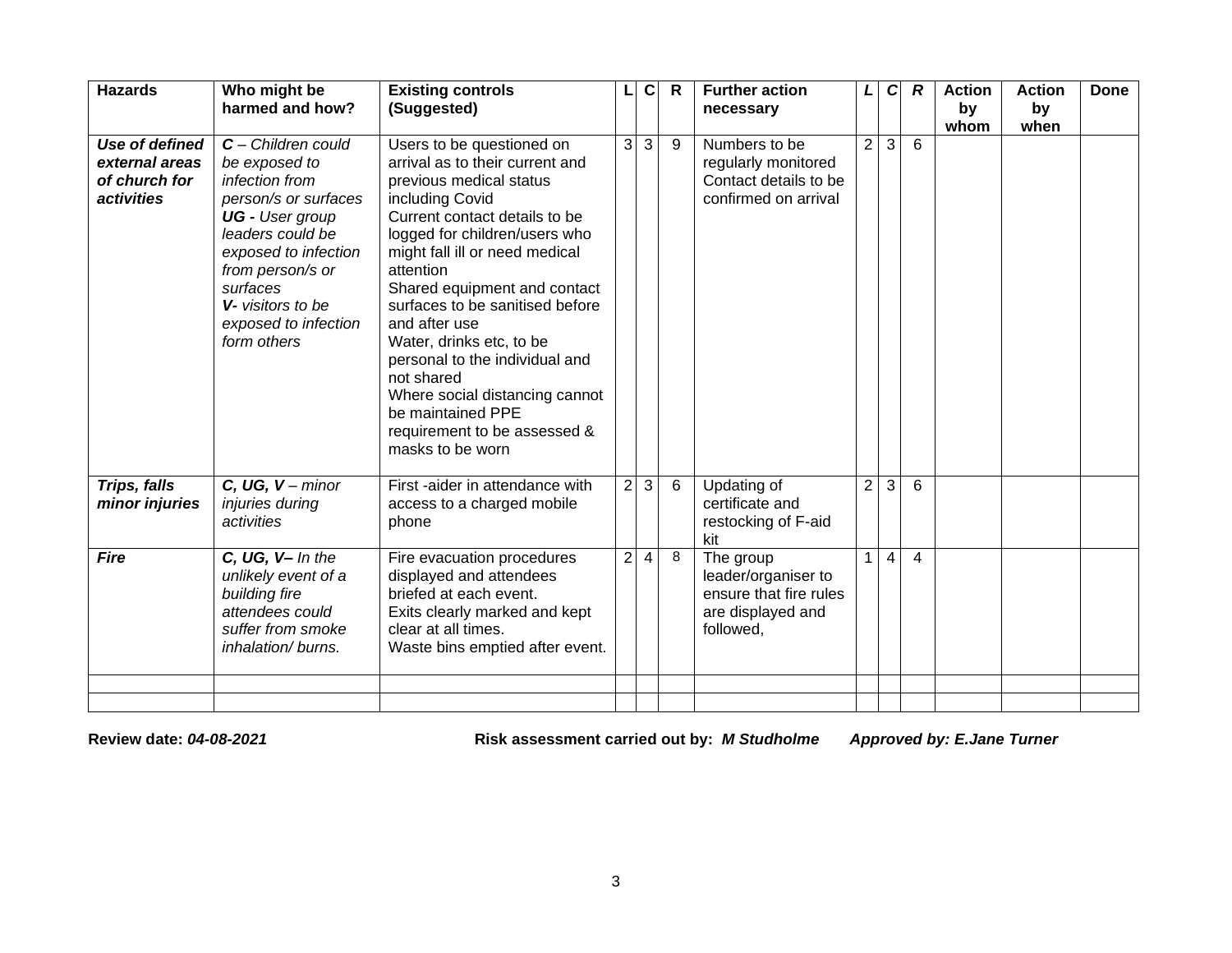| Hazards | Who might be harmed and how? | Existing controls (Suggested) | L | C | R | Further action necessary | *L* | *C* | *R* | Action by whom | Action by when | Done |
|---|---|---|---|---|---|---|---|---|---|---|---|---|
| ***Use of defined external areas of church for activities*** | ***C** – Children could be exposed to infection from person/s or surfaces* ***UG -** User group leaders could be exposed to infection from person/s or surfaces* ***V-** visitors to be exposed to infection form others* | Users to be questioned on arrival as to their current and previous medical status including Covid Current contact details to be logged for children/users who might fall ill or need medical attention Shared equipment and contact surfaces to be sanitised before and after use Water, drinks etc, to be personal to the individual and not shared Where social distancing cannot be maintained PPE requirement to be assessed & masks to be worn | 3 | 3 | 9 | Numbers to be regularly monitored Contact details to be confirmed on arrival | 2 | 3 | 6 | | | |
| ***Trips, falls minor injuries*** | ***C, UG, V** – minor injuries during activities* | First -aider in attendance with access to a charged mobile phone | 2 | 3 | 6 | Updating of certificate and restocking of F-aid kit | 2 | 3 | 6 | | | |
| ***Fire*** | ***C, UG, V–** In the unlikely event of a building fire attendees could suffer from smoke inhalation/ burns.* | Fire evacuation procedures displayed and attendees briefed at each event. Exits clearly marked and kept clear at all times. Waste bins emptied after event. | 2 | 4 | 8 | The group leader/organiser to ensure that fire rules are displayed and followed, | 1 | 4 | 4 | | | |
| | | | | | | | | | | | | |
| | | | | | | | | | | | | |

**Review date:** ***04-08-2021*** **Risk assessment carried out by:** ***M Studholme*** ***Approved by: E.Jane Turner***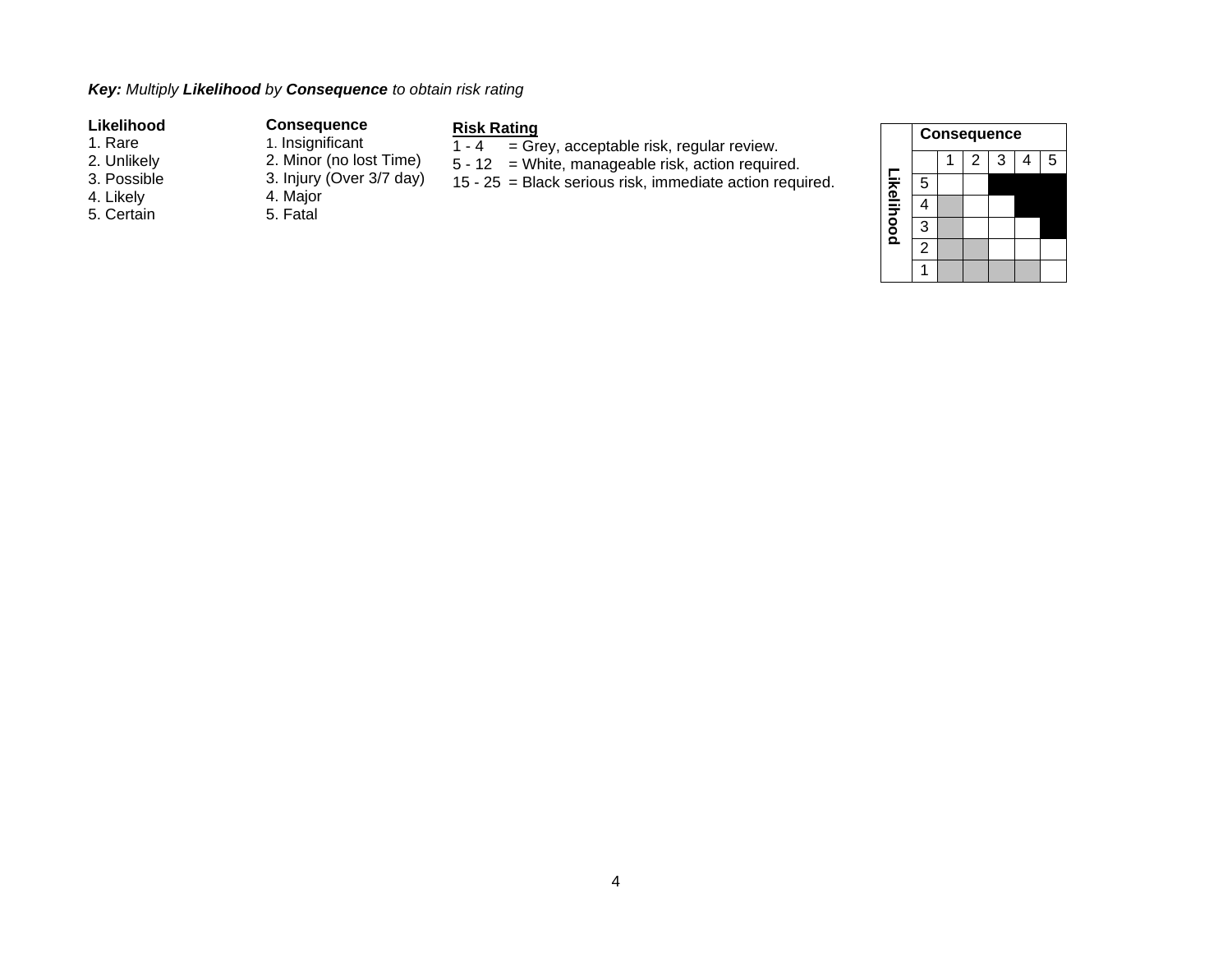***Key:*** *Multiply* ***Likelihood*** *by* ***Consequence*** *to obtain risk rating*

**Likelihood**
1. Rare
2. Unlikely
3. Possible
4. Likely
5. Certain

**Consequence**
1. Insignificant
2. Minor (no lost Time)
3. Injury (Over 3/7 day)
4. Major
5. Fatal

**Risk Rating**
1 - 4 = Grey, acceptable risk, regular review.
5 - 12 = White, manageable risk, action required.
15 - 25 = Black serious risk, immediate action required.

| | | Consequence | | | | |
|---|---|---|---|---|---|---|
| | | 1 | 2 | 3 | 4 | 5 |
| Likelihood | 5 | | | | | |
| | 4 | | | | | |
| | 3 | | | | | |
| | 2 | | | | | |
| | 1 | | | | | |